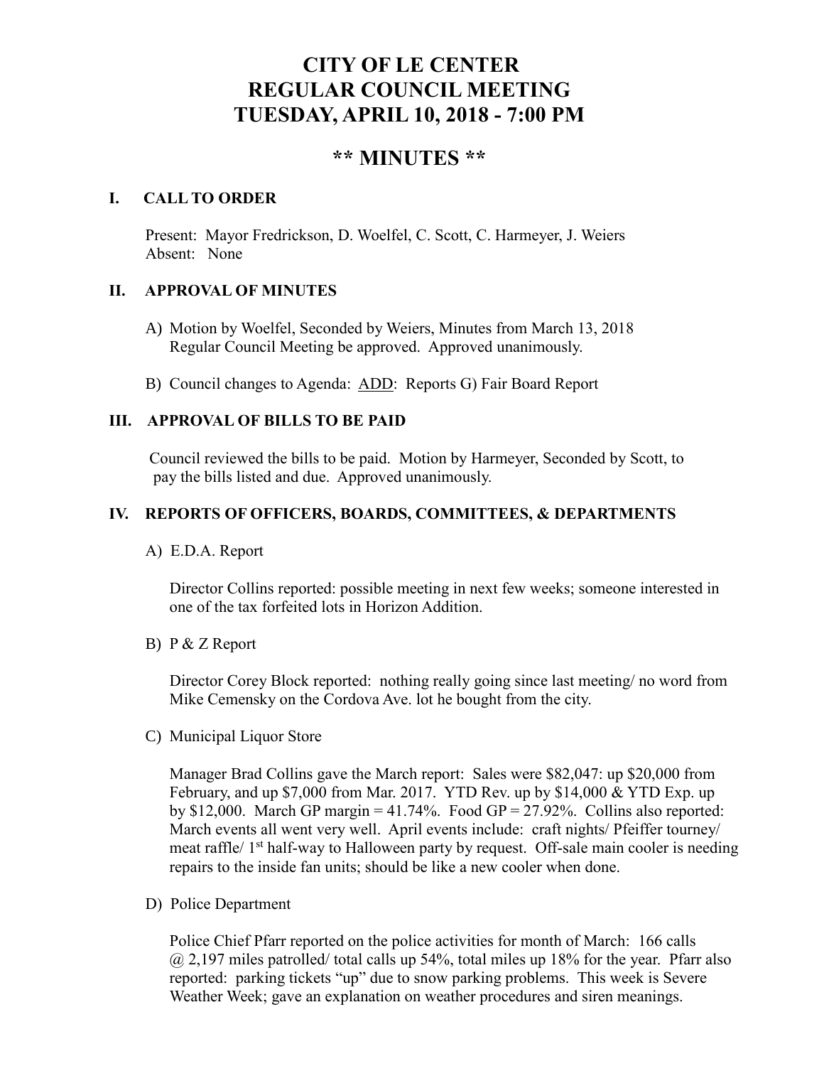# CITY OF LE CENTER
# REGULAR COUNCIL MEETING
# TUESDAY, APRIL 10, 2018 - 7:00 PM

## ** MINUTES **

### I. CALL TO ORDER

Present: Mayor Fredrickson, D. Woelfel, C. Scott, C. Harmeyer, J. Weiers
Absent: None

### II. APPROVAL OF MINUTES

A) Motion by Woelfel, Seconded by Weiers, Minutes from March 13, 2018 Regular Council Meeting be approved. Approved unanimously.

B) Council changes to Agenda: ADD: Reports G) Fair Board Report

### III. APPROVAL OF BILLS TO BE PAID

Council reviewed the bills to be paid. Motion by Harmeyer, Seconded by Scott, to pay the bills listed and due. Approved unanimously.

### IV. REPORTS OF OFFICERS, BOARDS, COMMITTEES, & DEPARTMENTS

A) E.D.A. Report

Director Collins reported: possible meeting in next few weeks; someone interested in one of the tax forfeited lots in Horizon Addition.

B) P & Z Report

Director Corey Block reported: nothing really going since last meeting/ no word from Mike Cemensky on the Cordova Ave. lot he bought from the city.

C) Municipal Liquor Store

Manager Brad Collins gave the March report: Sales were $82,047: up $20,000 from February, and up $7,000 from Mar. 2017. YTD Rev. up by $14,000 & YTD Exp. up by $12,000. March GP margin = 41.74%. Food GP = 27.92%. Collins also reported: March events all went very well. April events include: craft nights/ Pfeiffer tourney/ meat raffle/ 1st half-way to Halloween party by request. Off-sale main cooler is needing repairs to the inside fan units; should be like a new cooler when done.

D) Police Department

Police Chief Pfarr reported on the police activities for month of March: 166 calls @ 2,197 miles patrolled/ total calls up 54%, total miles up 18% for the year. Pfarr also reported: parking tickets "up" due to snow parking problems. This week is Severe Weather Week; gave an explanation on weather procedures and siren meanings.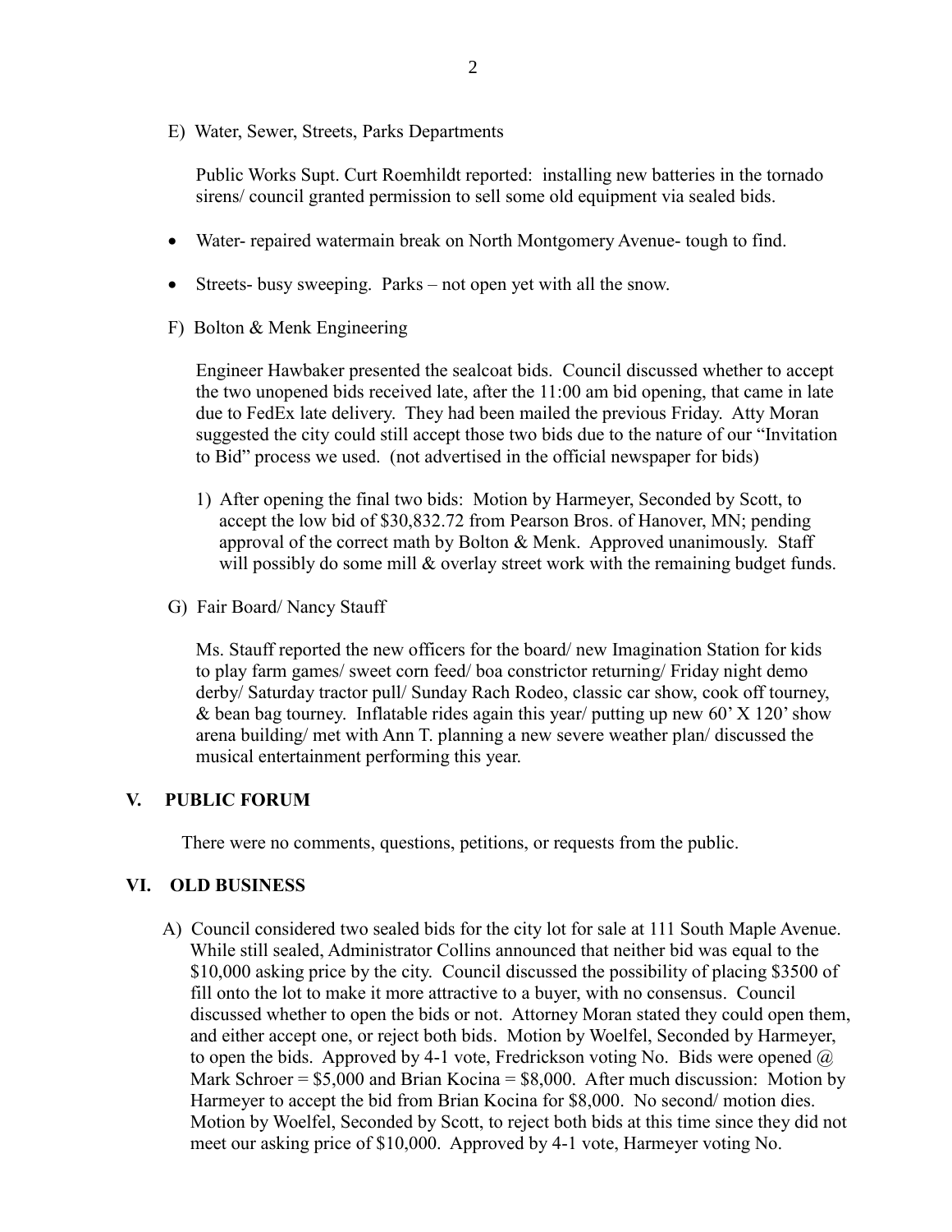E) Water, Sewer, Streets, Parks Departments

Public Works Supt. Curt Roemhildt reported: installing new batteries in the tornado sirens/ council granted permission to sell some old equipment via sealed bids.

- Water- repaired watermain break on North Montgomery Avenue- tough to find.
- Streets- busy sweeping. Parks – not open yet with all the snow.

F) Bolton & Menk Engineering

Engineer Hawbaker presented the sealcoat bids. Council discussed whether to accept the two unopened bids received late, after the 11:00 am bid opening, that came in late due to FedEx late delivery. They had been mailed the previous Friday. Atty Moran suggested the city could still accept those two bids due to the nature of our "Invitation to Bid" process we used. (not advertised in the official newspaper for bids)

1) After opening the final two bids: Motion by Harmeyer, Seconded by Scott, to accept the low bid of $30,832.72 from Pearson Bros. of Hanover, MN; pending approval of the correct math by Bolton & Menk. Approved unanimously. Staff will possibly do some mill & overlay street work with the remaining budget funds.

G) Fair Board/ Nancy Stauff

Ms. Stauff reported the new officers for the board/ new Imagination Station for kids to play farm games/ sweet corn feed/ boa constrictor returning/ Friday night demo derby/ Saturday tractor pull/ Sunday Rach Rodeo, classic car show, cook off tourney, & bean bag tourney. Inflatable rides again this year/ putting up new 60' X 120' show arena building/ met with Ann T. planning a new severe weather plan/ discussed the musical entertainment performing this year.

## V. PUBLIC FORUM

There were no comments, questions, petitions, or requests from the public.

## VI. OLD BUSINESS

A) Council considered two sealed bids for the city lot for sale at 111 South Maple Avenue. While still sealed, Administrator Collins announced that neither bid was equal to the $10,000 asking price by the city. Council discussed the possibility of placing $3500 of fill onto the lot to make it more attractive to a buyer, with no consensus. Council discussed whether to open the bids or not. Attorney Moran stated they could open them, and either accept one, or reject both bids. Motion by Woelfel, Seconded by Harmeyer, to open the bids. Approved by 4-1 vote, Fredrickson voting No. Bids were opened @ Mark Schroer = $5,000 and Brian Kocina = $8,000. After much discussion: Motion by Harmeyer to accept the bid from Brian Kocina for $8,000. No second/ motion dies. Motion by Woelfel, Seconded by Scott, to reject both bids at this time since they did not meet our asking price of $10,000. Approved by 4-1 vote, Harmeyer voting No.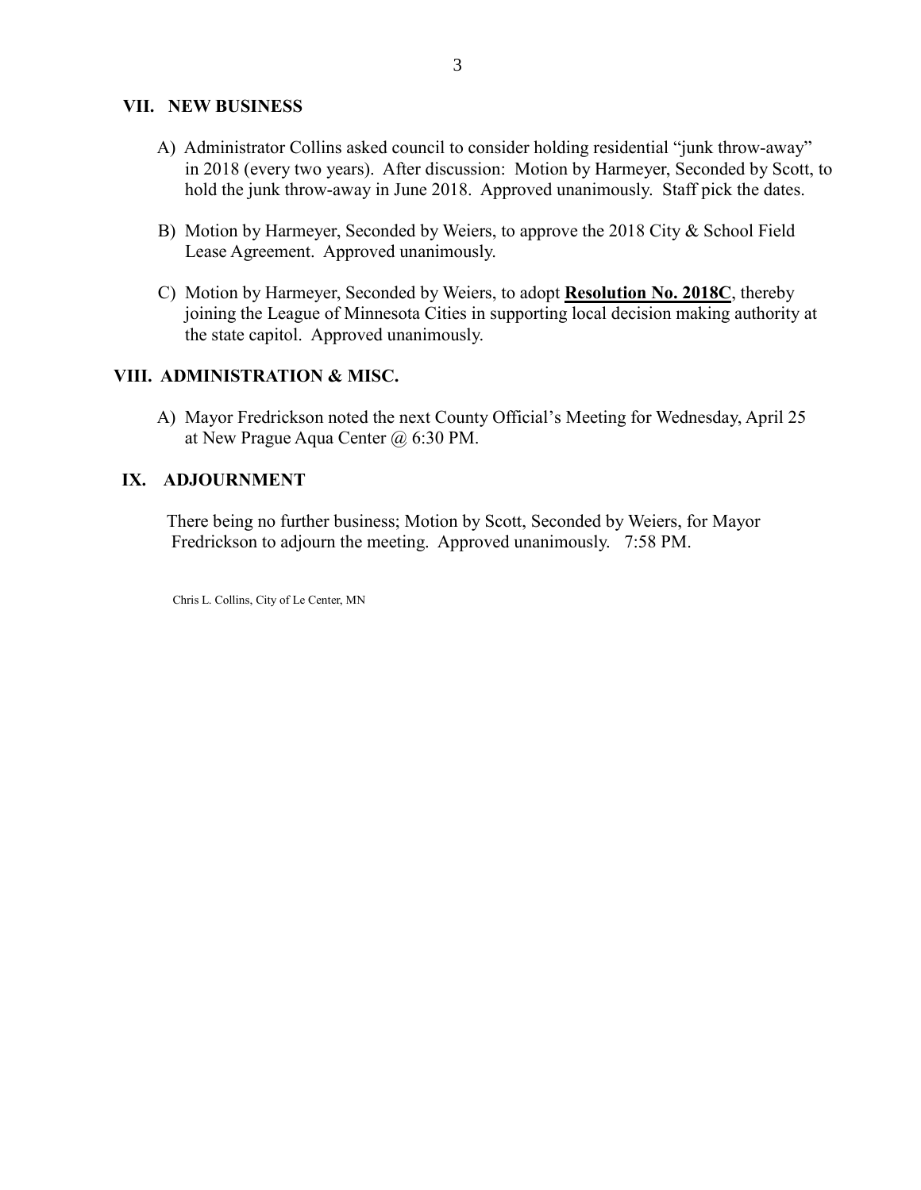## VII. NEW BUSINESS

A) Administrator Collins asked council to consider holding residential "junk throw-away" in 2018 (every two years). After discussion: Motion by Harmeyer, Seconded by Scott, to hold the junk throw-away in June 2018. Approved unanimously. Staff pick the dates.

B) Motion by Harmeyer, Seconded by Weiers, to approve the 2018 City & School Field Lease Agreement. Approved unanimously.

C) Motion by Harmeyer, Seconded by Weiers, to adopt **Resolution No. 2018C**, thereby joining the League of Minnesota Cities in supporting local decision making authority at the state capitol. Approved unanimously.

## VIII. ADMINISTRATION & MISC.

A) Mayor Fredrickson noted the next County Official's Meeting for Wednesday, April 25 at New Prague Aqua Center @ 6:30 PM.

## IX. ADJOURNMENT

There being no further business; Motion by Scott, Seconded by Weiers, for Mayor Fredrickson to adjourn the meeting. Approved unanimously. 7:58 PM.

Chris L. Collins, City of Le Center, MN